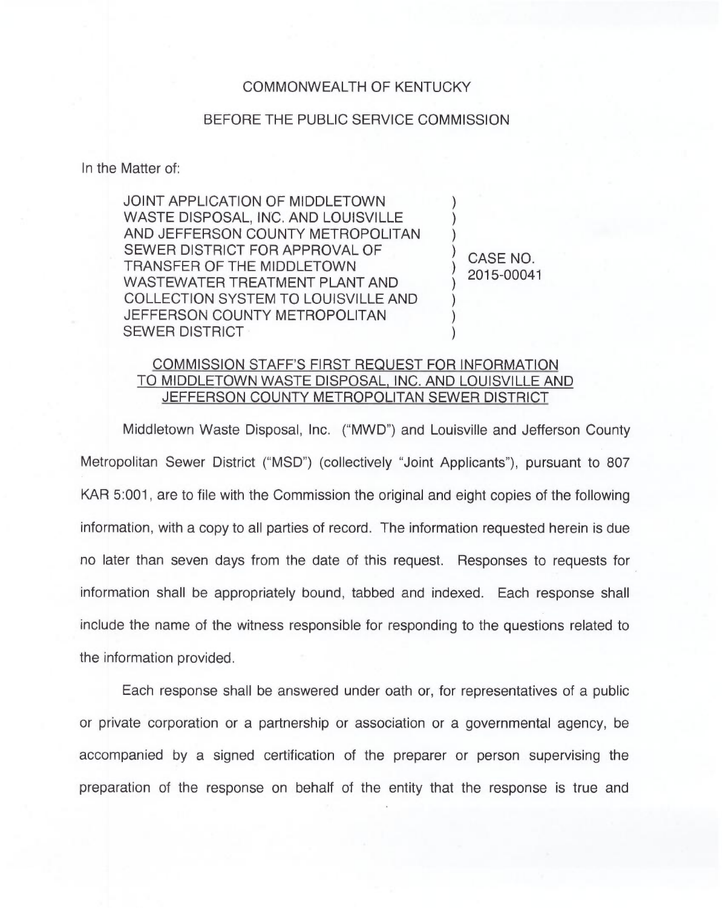COMMONWEALTH OF KENTUCKY

BEFORE THE PUBLIC SERVICE COMMISSION

In the Matter of:

| | | |
|---|---|---|
| JOINT APPLICATION OF MIDDLETOWN WASTE DISPOSAL, INC. AND LOUISVILLE AND JEFFERSON COUNTY METROPOLITAN SEWER DISTRICT FOR APPROVAL OF TRANSFER OF THE MIDDLETOWN WASTEWATER TREATMENT PLANT AND COLLECTION SYSTEM TO LOUISVILLE AND JEFFERSON COUNTY METROPOLITAN SEWER DISTRICT | ) | CASE NO. 2015-00041 |

COMMISSION STAFF'S FIRST REQUEST FOR INFORMATION TO MIDDLETOWN WASTE DISPOSAL, INC. AND LOUISVILLE AND JEFFERSON COUNTY METROPOLITAN SEWER DISTRICT

Middletown Waste Disposal, Inc. ("MWD") and Louisville and Jefferson County Metropolitan Sewer District ("MSD") (collectively "Joint Applicants"), pursuant to 807 KAR 5:001, are to file with the Commission the original and eight copies of the following information, with a copy to all parties of record. The information requested herein is due no later than seven days from the date of this request. Responses to requests for information shall be appropriately bound, tabbed and indexed. Each response shall include the name of the witness responsible for responding to the questions related to the information provided.

Each response shall be answered under oath or, for representatives of a public or private corporation or a partnership or association or a governmental agency, be accompanied by a signed certification of the preparer or person supervising the preparation of the response on behalf of the entity that the response is true and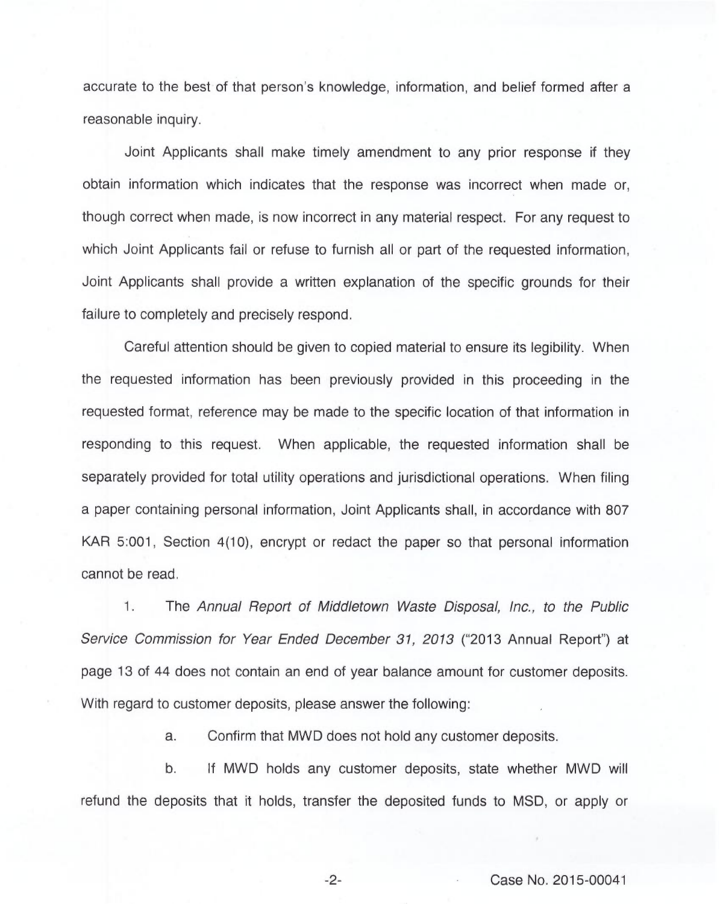accurate to the best of that person's knowledge, information, and belief formed after a reasonable inquiry.

Joint Applicants shall make timely amendment to any prior response if they obtain information which indicates that the response was incorrect when made or, though correct when made, is now incorrect in any material respect. For any request to which Joint Applicants fail or refuse to furnish all or part of the requested information, Joint Applicants shall provide a written explanation of the specific grounds for their failure to completely and precisely respond.

Careful attention should be given to copied material to ensure its legibility. When the requested information has been previously provided in this proceeding in the requested format, reference may be made to the specific location of that information in responding to this request. When applicable, the requested information shall be separately provided for total utility operations and jurisdictional operations. When filing a paper containing personal information, Joint Applicants shall, in accordance with 807 KAR 5:001, Section 4(10), encrypt or redact the paper so that personal information cannot be read.

1. The *Annual Report of Middletown Waste Disposal, Inc., to the Public Service Commission for Year Ended December 31, 2013* ("2013 Annual Report") at page 13 of 44 does not contain an end of year balance amount for customer deposits. With regard to customer deposits, please answer the following:

   a. Confirm that MWD does not hold any customer deposits.

   b. If MWD holds any customer deposits, state whether MWD will refund the deposits that it holds, transfer the deposited funds to MSD, or apply or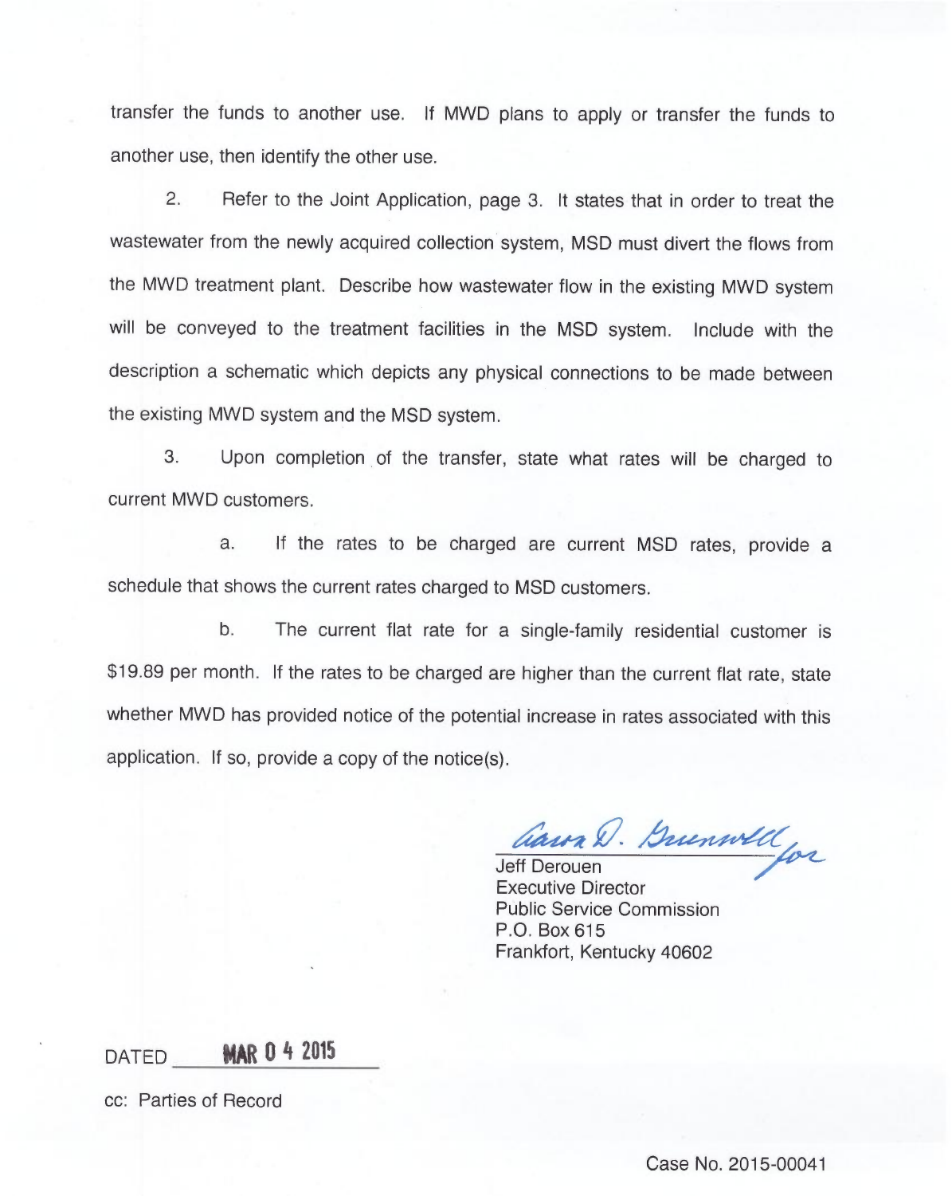transfer the funds to another use. If MWD plans to apply or transfer the funds to another use, then identify the other use.

2. Refer to the Joint Application, page 3. It states that in order to treat the wastewater from the newly acquired collection system, MSD must divert the flows from the MWD treatment plant. Describe how wastewater flow in the existing MWD system will be conveyed to the treatment facilities in the MSD system. Include with the description a schematic which depicts any physical connections to be made between the existing MWD system and the MSD system.

3. Upon completion of the transfer, state what rates will be charged to current MWD customers.

a. If the rates to be charged are current MSD rates, provide a schedule that shows the current rates charged to MSD customers.

b. The current flat rate for a single-family residential customer is $19.89 per month. If the rates to be charged are higher than the current flat rate, state whether MWD has provided notice of the potential increase in rates associated with this application. If so, provide a copy of the notice(s).

Aaron D. Greenwell for
Jeff Derouen
Executive Director
Public Service Commission
P.O. Box 615
Frankfort, Kentucky 40602

DATED MAR 04 2015

cc: Parties of Record

Case No. 2015-00041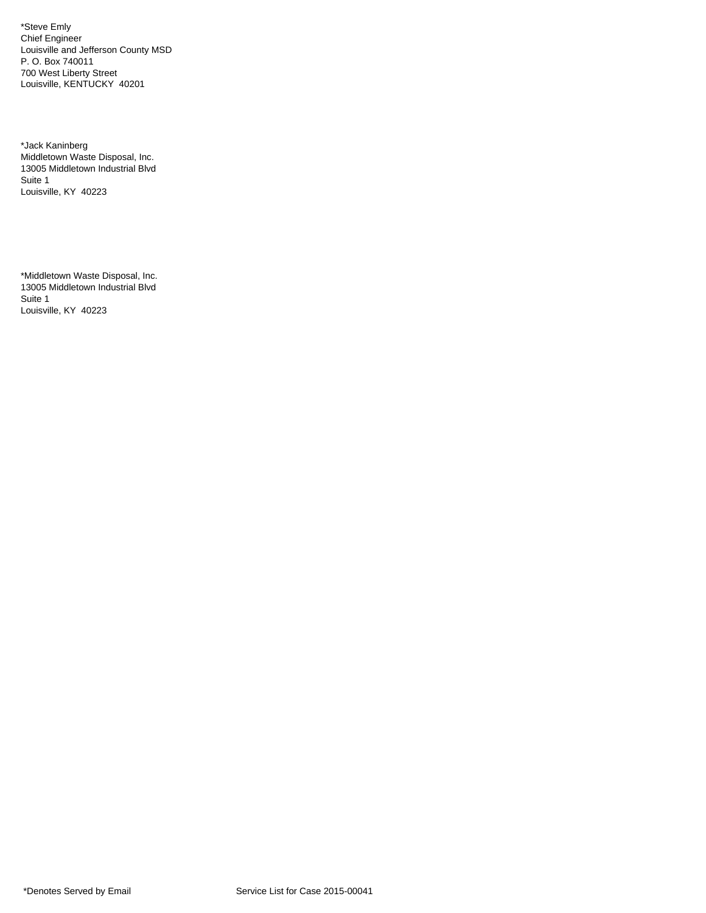*Steve Emly
Chief Engineer
Louisville and Jefferson County MSD
P. O. Box 740011
700 West Liberty Street
Louisville, KENTUCKY  40201

*Jack Kaninberg
Middletown Waste Disposal, Inc.
13005 Middletown Industrial Blvd
Suite 1
Louisville, KY  40223

*Middletown Waste Disposal, Inc.
13005 Middletown Industrial Blvd
Suite 1
Louisville, KY  40223

*Denotes Served by Email

Service List for Case 2015-00041